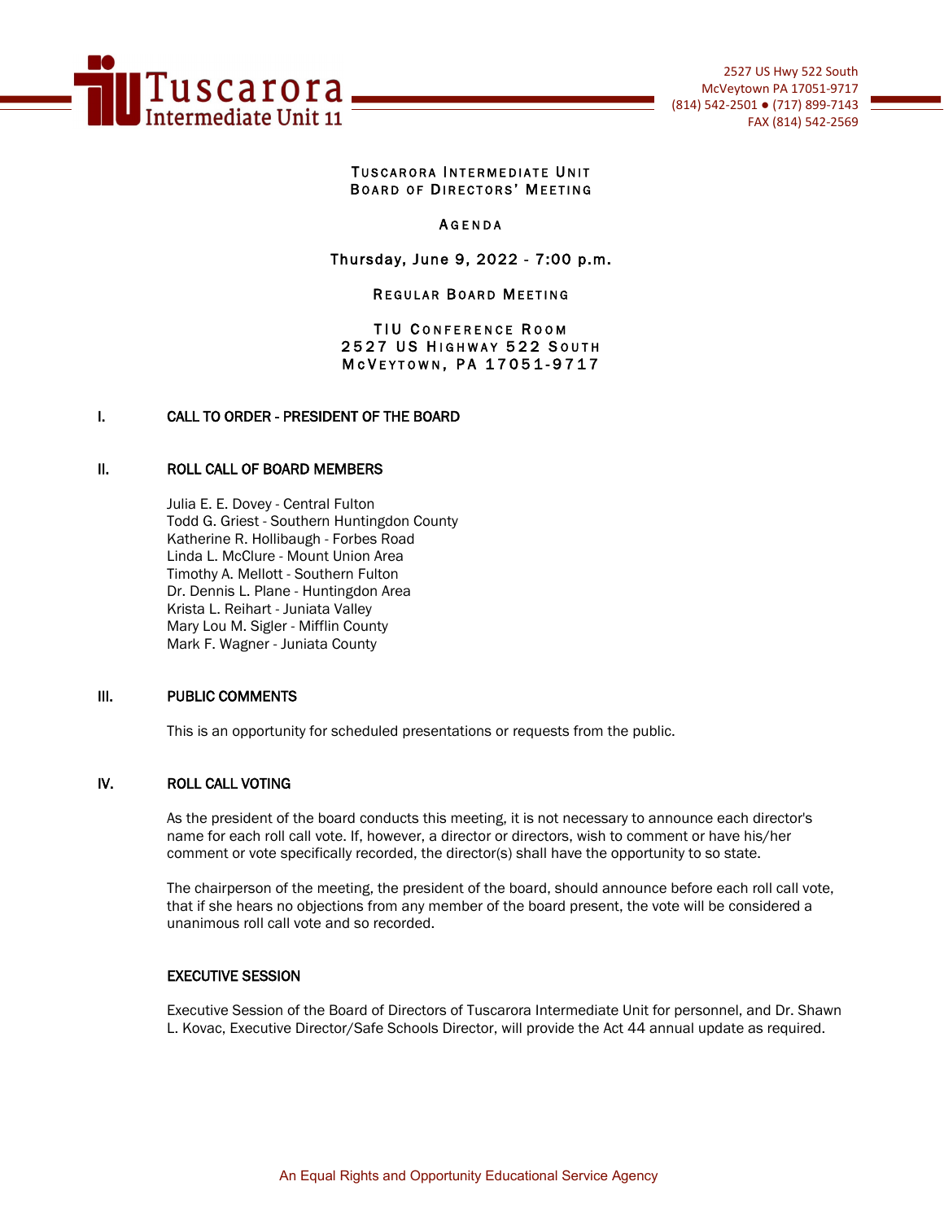Tuscarora Intermediate Unit 11

2527 US Hwy 522 South
McVeytown PA 17051-9717
(814) 542-2501 ● (717) 899-7143
FAX (814) 542-2569

# Tuscarora Intermediate Unit Board of Directors' Meeting

## Agenda

**Thursday, June 9, 2022 - 7:00 p.m.**

**Regular Board Meeting**

TIU Conference Room
2527 US Highway 522 South
McVeytown, PA 17051-9717

## I. CALL TO ORDER - PRESIDENT OF THE BOARD

## II. ROLL CALL OF BOARD MEMBERS

Julia E. E. Dovey - Central Fulton
Todd G. Griest - Southern Huntingdon County
Katherine R. Hollibaugh - Forbes Road
Linda L. McClure - Mount Union Area
Timothy A. Mellott - Southern Fulton
Dr. Dennis L. Plane - Huntingdon Area
Krista L. Reihart - Juniata Valley
Mary Lou M. Sigler - Mifflin County
Mark F. Wagner - Juniata County

## III. PUBLIC COMMENTS

This is an opportunity for scheduled presentations or requests from the public.

## IV. ROLL CALL VOTING

As the president of the board conducts this meeting, it is not necessary to announce each director's name for each roll call vote. If, however, a director or directors, wish to comment or have his/her comment or vote specifically recorded, the director(s) shall have the opportunity to so state.

The chairperson of the meeting, the president of the board, should announce before each roll call vote, that if she hears no objections from any member of the board present, the vote will be considered a unanimous roll call vote and so recorded.

### EXECUTIVE SESSION

Executive Session of the Board of Directors of Tuscarora Intermediate Unit for personnel, and Dr. Shawn L. Kovac, Executive Director/Safe Schools Director, will provide the Act 44 annual update as required.

An Equal Rights and Opportunity Educational Service Agency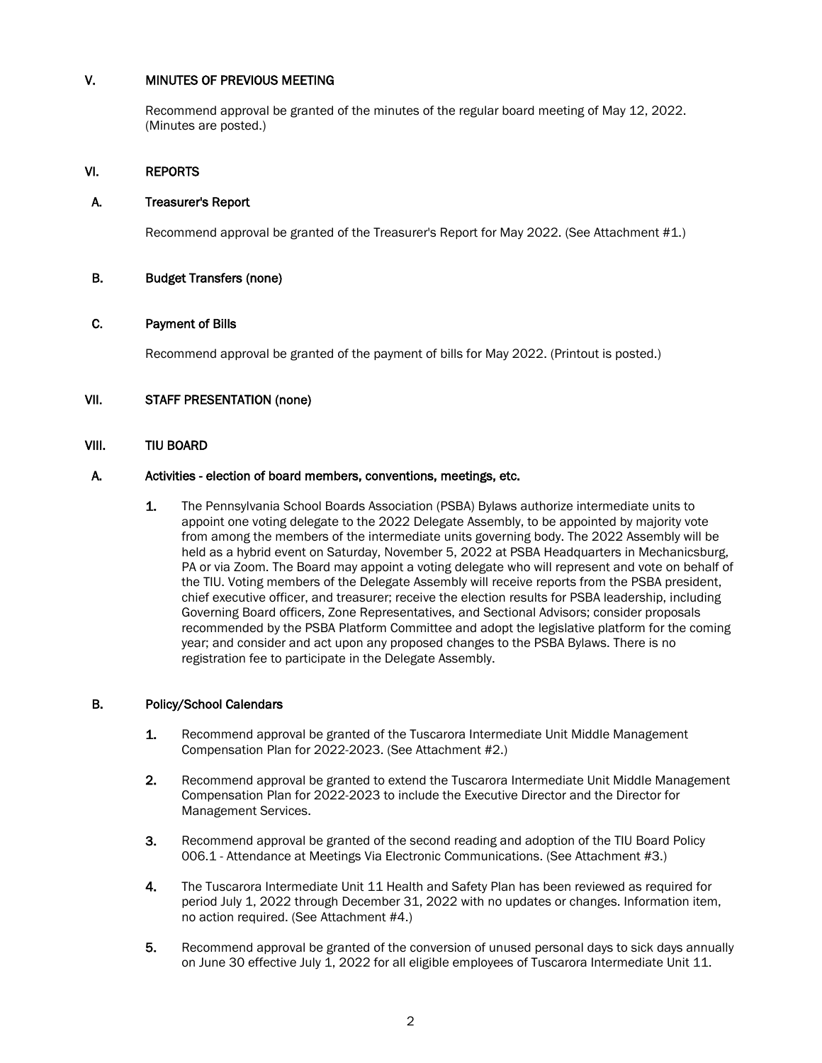## V. MINUTES OF PREVIOUS MEETING

Recommend approval be granted of the minutes of the regular board meeting of May 12, 2022. (Minutes are posted.)

## VI. REPORTS

### A. Treasurer's Report

Recommend approval be granted of the Treasurer's Report for May 2022. (See Attachment #1.)

### B. Budget Transfers (none)

### C. Payment of Bills

Recommend approval be granted of the payment of bills for May 2022. (Printout is posted.)

## VII. STAFF PRESENTATION (none)

## VIII. TIU BOARD

### A. Activities - election of board members, conventions, meetings, etc.

1. The Pennsylvania School Boards Association (PSBA) Bylaws authorize intermediate units to appoint one voting delegate to the 2022 Delegate Assembly, to be appointed by majority vote from among the members of the intermediate units governing body. The 2022 Assembly will be held as a hybrid event on Saturday, November 5, 2022 at PSBA Headquarters in Mechanicsburg, PA or via Zoom. The Board may appoint a voting delegate who will represent and vote on behalf of the TIU. Voting members of the Delegate Assembly will receive reports from the PSBA president, chief executive officer, and treasurer; receive the election results for PSBA leadership, including Governing Board officers, Zone Representatives, and Sectional Advisors; consider proposals recommended by the PSBA Platform Committee and adopt the legislative platform for the coming year; and consider and act upon any proposed changes to the PSBA Bylaws. There is no registration fee to participate in the Delegate Assembly.

### B. Policy/School Calendars

1. Recommend approval be granted of the Tuscarora Intermediate Unit Middle Management Compensation Plan for 2022-2023. (See Attachment #2.)
2. Recommend approval be granted to extend the Tuscarora Intermediate Unit Middle Management Compensation Plan for 2022-2023 to include the Executive Director and the Director for Management Services.
3. Recommend approval be granted of the second reading and adoption of the TIU Board Policy 006.1 - Attendance at Meetings Via Electronic Communications. (See Attachment #3.)
4. The Tuscarora Intermediate Unit 11 Health and Safety Plan has been reviewed as required for period July 1, 2022 through December 31, 2022 with no updates or changes. Information item, no action required. (See Attachment #4.)
5. Recommend approval be granted of the conversion of unused personal days to sick days annually on June 30 effective July 1, 2022 for all eligible employees of Tuscarora Intermediate Unit 11.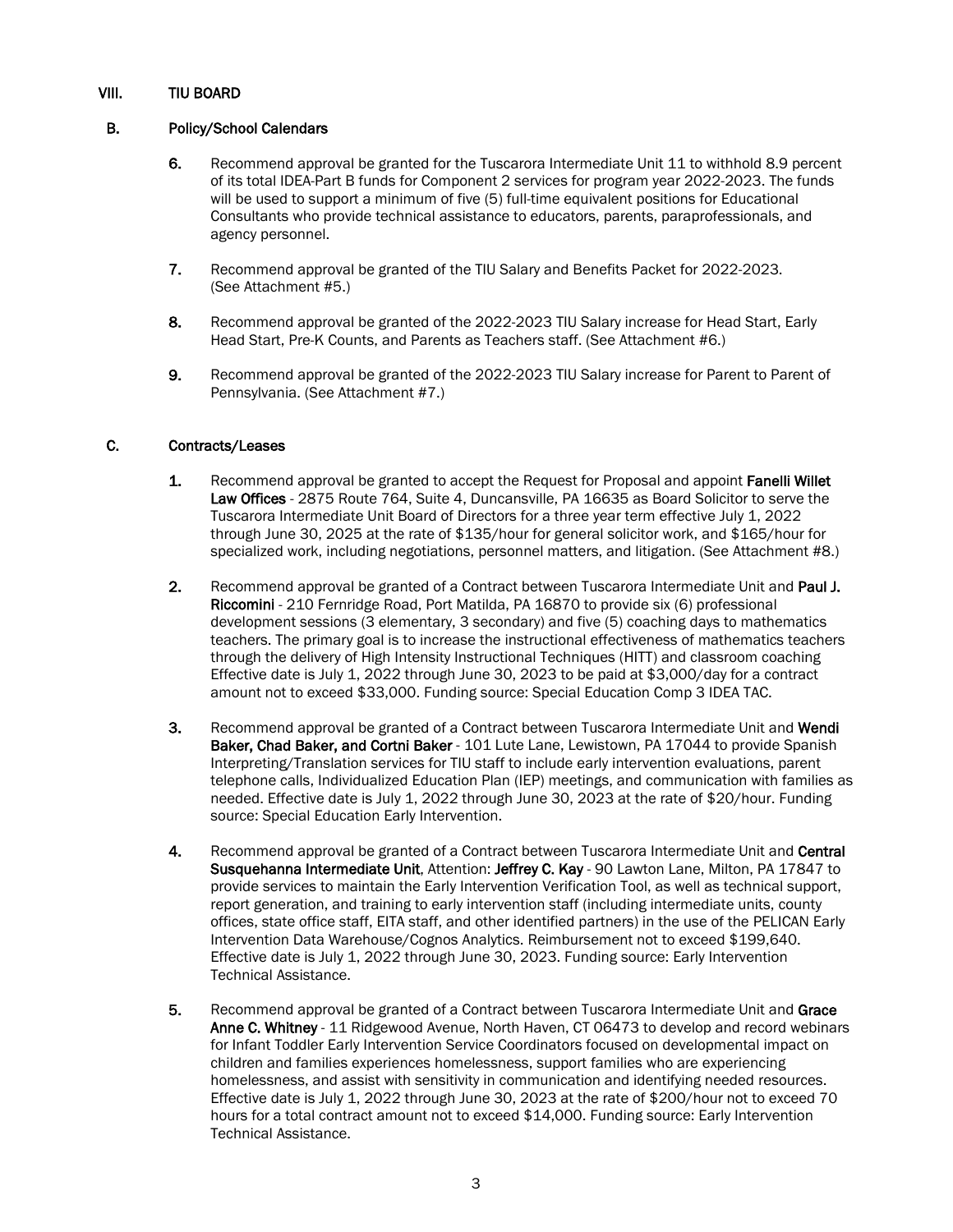## VIII. TIU BOARD

### B. Policy/School Calendars

6. Recommend approval be granted for the Tuscarora Intermediate Unit 11 to withhold 8.9 percent of its total IDEA-Part B funds for Component 2 services for program year 2022-2023. The funds will be used to support a minimum of five (5) full-time equivalent positions for Educational Consultants who provide technical assistance to educators, parents, paraprofessionals, and agency personnel.

7. Recommend approval be granted of the TIU Salary and Benefits Packet for 2022-2023. (See Attachment #5.)

8. Recommend approval be granted of the 2022-2023 TIU Salary increase for Head Start, Early Head Start, Pre-K Counts, and Parents as Teachers staff. (See Attachment #6.)

9. Recommend approval be granted of the 2022-2023 TIU Salary increase for Parent to Parent of Pennsylvania. (See Attachment #7.)

### C. Contracts/Leases

1. Recommend approval be granted to accept the Request for Proposal and appoint **Fanelli Willet Law Offices** - 2875 Route 764, Suite 4, Duncansville, PA 16635 as Board Solicitor to serve the Tuscarora Intermediate Unit Board of Directors for a three year term effective July 1, 2022 through June 30, 2025 at the rate of $135/hour for general solicitor work, and $165/hour for specialized work, including negotiations, personnel matters, and litigation. (See Attachment #8.)

2. Recommend approval be granted of a Contract between Tuscarora Intermediate Unit and **Paul J. Riccomini** - 210 Fernridge Road, Port Matilda, PA 16870 to provide six (6) professional development sessions (3 elementary, 3 secondary) and five (5) coaching days to mathematics teachers. The primary goal is to increase the instructional effectiveness of mathematics teachers through the delivery of High Intensity Instructional Techniques (HITT) and classroom coaching Effective date is July 1, 2022 through June 30, 2023 to be paid at $3,000/day for a contract amount not to exceed $33,000. Funding source: Special Education Comp 3 IDEA TAC.

3. Recommend approval be granted of a Contract between Tuscarora Intermediate Unit and **Wendi Baker, Chad Baker, and Cortni Baker** - 101 Lute Lane, Lewistown, PA 17044 to provide Spanish Interpreting/Translation services for TIU staff to include early intervention evaluations, parent telephone calls, Individualized Education Plan (IEP) meetings, and communication with families as needed. Effective date is July 1, 2022 through June 30, 2023 at the rate of $20/hour. Funding source: Special Education Early Intervention.

4. Recommend approval be granted of a Contract between Tuscarora Intermediate Unit and **Central Susquehanna Intermediate Unit**, Attention: **Jeffrey C. Kay** - 90 Lawton Lane, Milton, PA 17847 to provide services to maintain the Early Intervention Verification Tool, as well as technical support, report generation, and training to early intervention staff (including intermediate units, county offices, state office staff, EITA staff, and other identified partners) in the use of the PELICAN Early Intervention Data Warehouse/Cognos Analytics. Reimbursement not to exceed $199,640. Effective date is July 1, 2022 through June 30, 2023. Funding source: Early Intervention Technical Assistance.

5. Recommend approval be granted of a Contract between Tuscarora Intermediate Unit and **Grace Anne C. Whitney** - 11 Ridgewood Avenue, North Haven, CT 06473 to develop and record webinars for Infant Toddler Early Intervention Service Coordinators focused on developmental impact on children and families experiences homelessness, support families who are experiencing homelessness, and assist with sensitivity in communication and identifying needed resources. Effective date is July 1, 2022 through June 30, 2023 at the rate of $200/hour not to exceed 70 hours for a total contract amount not to exceed $14,000. Funding source: Early Intervention Technical Assistance.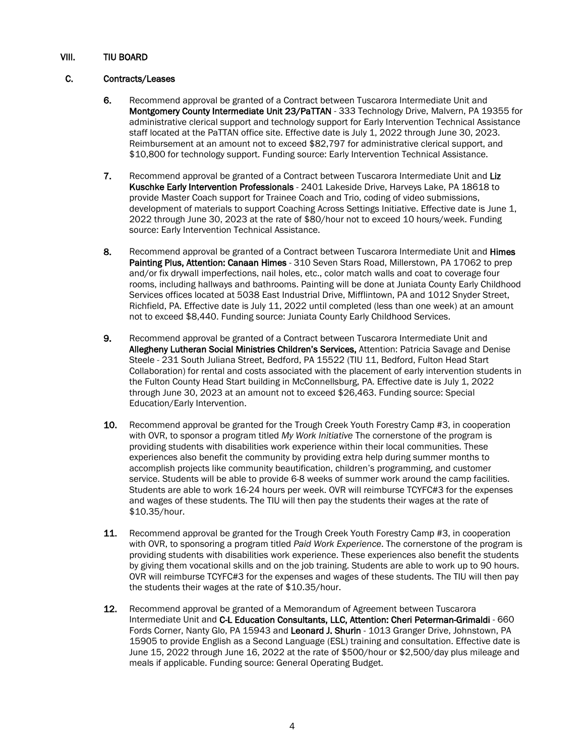## VIII. TIU BOARD

### C. Contracts/Leases

6. Recommend approval be granted of a Contract between Tuscarora Intermediate Unit and **Montgomery County Intermediate Unit 23/PaTTAN** - 333 Technology Drive, Malvern, PA 19355 for administrative clerical support and technology support for Early Intervention Technical Assistance staff located at the PaTTAN office site. Effective date is July 1, 2022 through June 30, 2023. Reimbursement at an amount not to exceed $82,797 for administrative clerical support, and $10,800 for technology support. Funding source: Early Intervention Technical Assistance.

7. Recommend approval be granted of a Contract between Tuscarora Intermediate Unit and **Liz Kuschke Early Intervention Professionals** - 2401 Lakeside Drive, Harveys Lake, PA 18618 to provide Master Coach support for Trainee Coach and Trio, coding of video submissions, development of materials to support Coaching Across Settings Initiative. Effective date is June 1, 2022 through June 30, 2023 at the rate of $80/hour not to exceed 10 hours/week. Funding source: Early Intervention Technical Assistance.

8. Recommend approval be granted of a Contract between Tuscarora Intermediate Unit and **Himes Painting Plus, Attention: Canaan Himes** - 310 Seven Stars Road, Millerstown, PA 17062 to prep and/or fix drywall imperfections, nail holes, etc., color match walls and coat to coverage four rooms, including hallways and bathrooms. Painting will be done at Juniata County Early Childhood Services offices located at 5038 East Industrial Drive, Mifflintown, PA and 1012 Snyder Street, Richfield, PA. Effective date is July 11, 2022 until completed (less than one week) at an amount not to exceed $8,440. Funding source: Juniata County Early Childhood Services.

9. Recommend approval be granted of a Contract between Tuscarora Intermediate Unit and **Allegheny Lutheran Social Ministries Children's Services,** Attention: Patricia Savage and Denise Steele - 231 South Juliana Street, Bedford, PA 15522 (TIU 11, Bedford, Fulton Head Start Collaboration) for rental and costs associated with the placement of early intervention students in the Fulton County Head Start building in McConnellsburg, PA. Effective date is July 1, 2022 through June 30, 2023 at an amount not to exceed $26,463. Funding source: Special Education/Early Intervention.

10. Recommend approval be granted for the Trough Creek Youth Forestry Camp #3, in cooperation with OVR, to sponsor a program titled *My Work Initiative* The cornerstone of the program is providing students with disabilities work experience within their local communities. These experiences also benefit the community by providing extra help during summer months to accomplish projects like community beautification, children's programming, and customer service. Students will be able to provide 6-8 weeks of summer work around the camp facilities. Students are able to work 16-24 hours per week. OVR will reimburse TCYFC#3 for the expenses and wages of these students. The TIU will then pay the students their wages at the rate of $10.35/hour.

11. Recommend approval be granted for the Trough Creek Youth Forestry Camp #3, in cooperation with OVR, to sponsoring a program titled *Paid Work Experience*. The cornerstone of the program is providing students with disabilities work experience. These experiences also benefit the students by giving them vocational skills and on the job training. Students are able to work up to 90 hours. OVR will reimburse TCYFC#3 for the expenses and wages of these students. The TIU will then pay the students their wages at the rate of $10.35/hour.

12. Recommend approval be granted of a Memorandum of Agreement between Tuscarora Intermediate Unit and **C-L Education Consultants, LLC, Attention: Cheri Peterman-Grimaldi** - 660 Fords Corner, Nanty Glo, PA 15943 and **Leonard J. Shurin** - 1013 Granger Drive, Johnstown, PA 15905 to provide English as a Second Language (ESL) training and consultation. Effective date is June 15, 2022 through June 16, 2022 at the rate of $500/hour or $2,500/day plus mileage and meals if applicable. Funding source: General Operating Budget.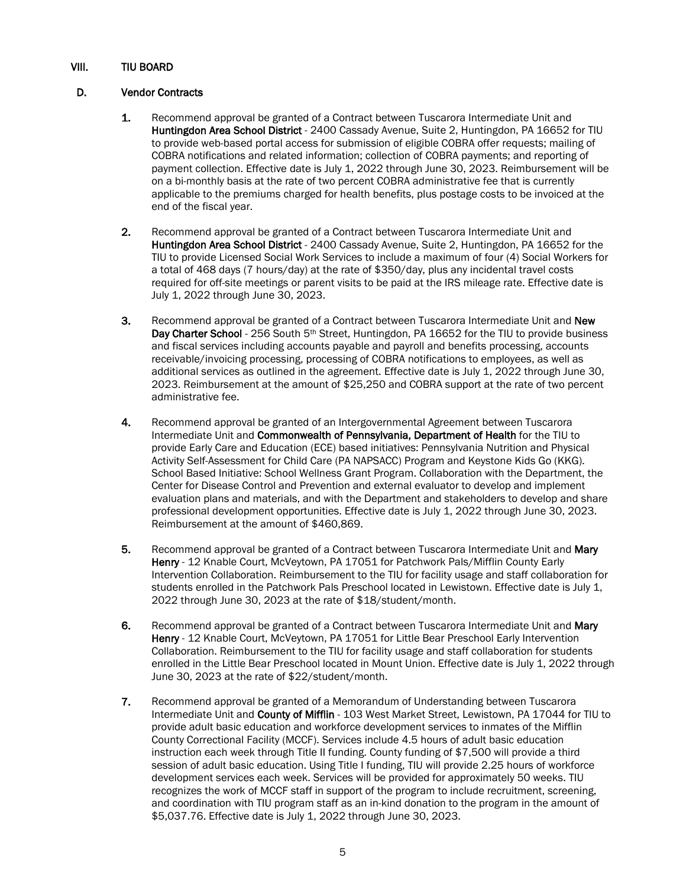## VIII. TIU BOARD

### D. Vendor Contracts

1. Recommend approval be granted of a Contract between Tuscarora Intermediate Unit and **Huntingdon Area School District** - 2400 Cassady Avenue, Suite 2, Huntingdon, PA 16652 for TIU to provide web-based portal access for submission of eligible COBRA offer requests; mailing of COBRA notifications and related information; collection of COBRA payments; and reporting of payment collection. Effective date is July 1, 2022 through June 30, 2023. Reimbursement will be on a bi-monthly basis at the rate of two percent COBRA administrative fee that is currently applicable to the premiums charged for health benefits, plus postage costs to be invoiced at the end of the fiscal year.

2. Recommend approval be granted of a Contract between Tuscarora Intermediate Unit and **Huntingdon Area School District** - 2400 Cassady Avenue, Suite 2, Huntingdon, PA 16652 for the TIU to provide Licensed Social Work Services to include a maximum of four (4) Social Workers for a total of 468 days (7 hours/day) at the rate of $350/day, plus any incidental travel costs required for off-site meetings or parent visits to be paid at the IRS mileage rate. Effective date is July 1, 2022 through June 30, 2023.

3. Recommend approval be granted of a Contract between Tuscarora Intermediate Unit and **New Day Charter School** - 256 South 5th Street, Huntingdon, PA 16652 for the TIU to provide business and fiscal services including accounts payable and payroll and benefits processing, accounts receivable/invoicing processing, processing of COBRA notifications to employees, as well as additional services as outlined in the agreement. Effective date is July 1, 2022 through June 30, 2023. Reimbursement at the amount of $25,250 and COBRA support at the rate of two percent administrative fee.

4. Recommend approval be granted of an Intergovernmental Agreement between Tuscarora Intermediate Unit and **Commonwealth of Pennsylvania, Department of Health** for the TIU to provide Early Care and Education (ECE) based initiatives: Pennsylvania Nutrition and Physical Activity Self-Assessment for Child Care (PA NAPSACC) Program and Keystone Kids Go (KKG). School Based Initiative: School Wellness Grant Program. Collaboration with the Department, the Center for Disease Control and Prevention and external evaluator to develop and implement evaluation plans and materials, and with the Department and stakeholders to develop and share professional development opportunities. Effective date is July 1, 2022 through June 30, 2023. Reimbursement at the amount of $460,869.

5. Recommend approval be granted of a Contract between Tuscarora Intermediate Unit and **Mary Henry** - 12 Knable Court, McVeytown, PA 17051 for Patchwork Pals/Mifflin County Early Intervention Collaboration. Reimbursement to the TIU for facility usage and staff collaboration for students enrolled in the Patchwork Pals Preschool located in Lewistown. Effective date is July 1, 2022 through June 30, 2023 at the rate of $18/student/month.

6. Recommend approval be granted of a Contract between Tuscarora Intermediate Unit and **Mary Henry** - 12 Knable Court, McVeytown, PA 17051 for Little Bear Preschool Early Intervention Collaboration. Reimbursement to the TIU for facility usage and staff collaboration for students enrolled in the Little Bear Preschool located in Mount Union. Effective date is July 1, 2022 through June 30, 2023 at the rate of $22/student/month.

7. Recommend approval be granted of a Memorandum of Understanding between Tuscarora Intermediate Unit and **County of Mifflin** - 103 West Market Street, Lewistown, PA 17044 for TIU to provide adult basic education and workforce development services to inmates of the Mifflin County Correctional Facility (MCCF). Services include 4.5 hours of adult basic education instruction each week through Title II funding. County funding of $7,500 will provide a third session of adult basic education. Using Title I funding, TIU will provide 2.25 hours of workforce development services each week. Services will be provided for approximately 50 weeks. TIU recognizes the work of MCCF staff in support of the program to include recruitment, screening, and coordination with TIU program staff as an in-kind donation to the program in the amount of $5,037.76. Effective date is July 1, 2022 through June 30, 2023.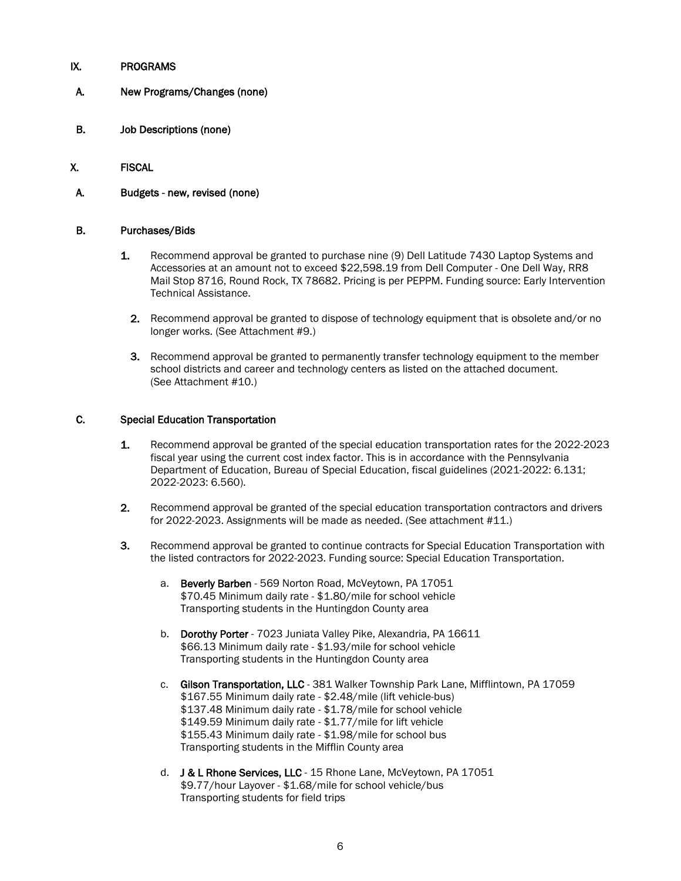## IX. PROGRAMS

### A. New Programs/Changes (none)

### B. Job Descriptions (none)

## X. FISCAL

### A. Budgets - new, revised (none)

### B. Purchases/Bids

1. Recommend approval be granted to purchase nine (9) Dell Latitude 7430 Laptop Systems and Accessories at an amount not to exceed $22,598.19 from Dell Computer - One Dell Way, RR8 Mail Stop 8716, Round Rock, TX 78682. Pricing is per PEPPM. Funding source: Early Intervention Technical Assistance.

2. Recommend approval be granted to dispose of technology equipment that is obsolete and/or no longer works. (See Attachment #9.)

3. Recommend approval be granted to permanently transfer technology equipment to the member school districts and career and technology centers as listed on the attached document. (See Attachment #10.)

### C. Special Education Transportation

1. Recommend approval be granted of the special education transportation rates for the 2022-2023 fiscal year using the current cost index factor. This is in accordance with the Pennsylvania Department of Education, Bureau of Special Education, fiscal guidelines (2021-2022: 6.131; 2022-2023: 6.560).

2. Recommend approval be granted of the special education transportation contractors and drivers for 2022-2023. Assignments will be made as needed. (See attachment #11.)

3. Recommend approval be granted to continue contracts for Special Education Transportation with the listed contractors for 2022-2023. Funding source: Special Education Transportation.

   a. **Beverly Barben** - 569 Norton Road, McVeytown, PA 17051
      $70.45 Minimum daily rate - $1.80/mile for school vehicle
      Transporting students in the Huntingdon County area

   b. **Dorothy Porter** - 7023 Juniata Valley Pike, Alexandria, PA 16611
      $66.13 Minimum daily rate - $1.93/mile for school vehicle
      Transporting students in the Huntingdon County area

   c. **Gilson Transportation, LLC** - 381 Walker Township Park Lane, Mifflintown, PA 17059
      $167.55 Minimum daily rate - $2.48/mile (lift vehicle-bus)
      $137.48 Minimum daily rate - $1.78/mile for school vehicle
      $149.59 Minimum daily rate - $1.77/mile for lift vehicle
      $155.43 Minimum daily rate - $1.98/mile for school bus
      Transporting students in the Mifflin County area

   d. **J & L Rhone Services, LLC** - 15 Rhone Lane, McVeytown, PA 17051
      $9.77/hour Layover - $1.68/mile for school vehicle/bus
      Transporting students for field trips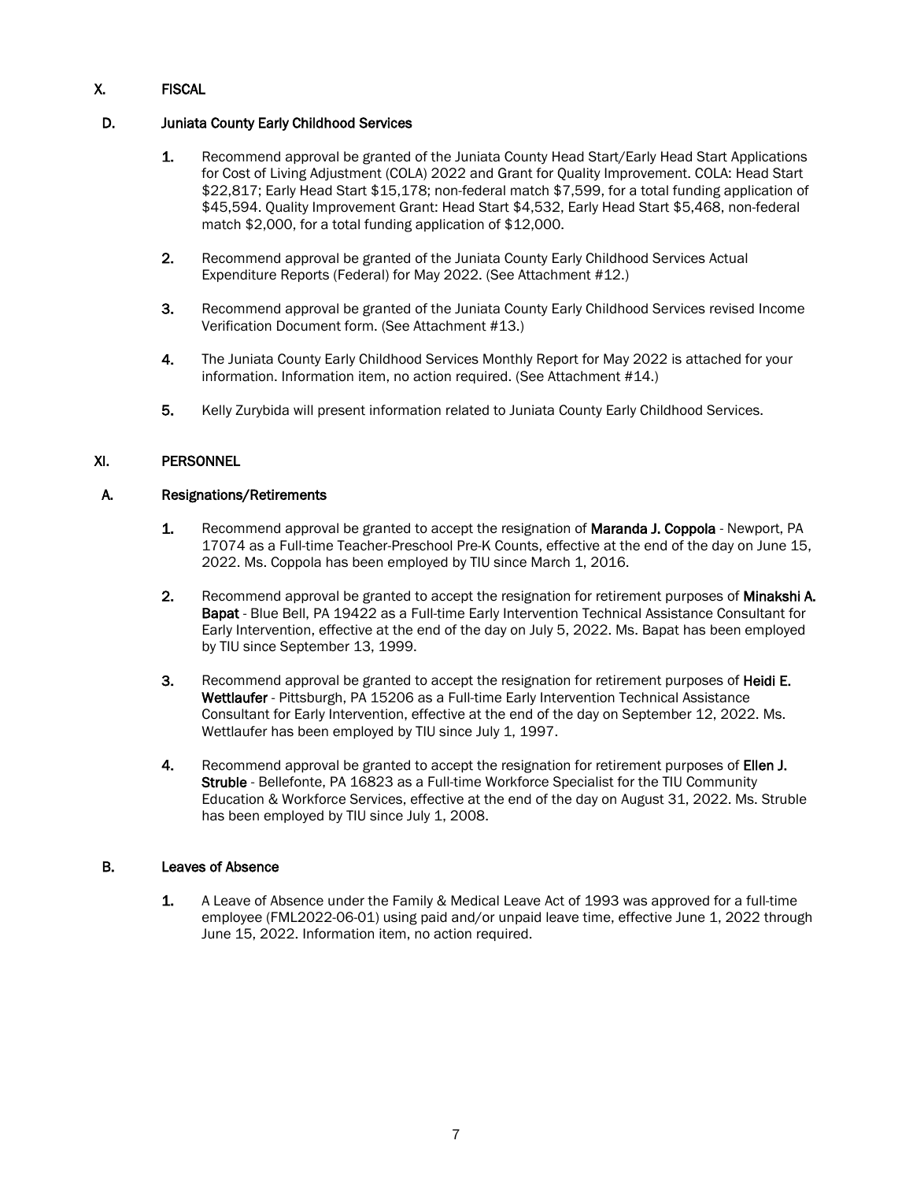## X. FISCAL

### D. Juniata County Early Childhood Services

1. Recommend approval be granted of the Juniata County Head Start/Early Head Start Applications for Cost of Living Adjustment (COLA) 2022 and Grant for Quality Improvement. COLA: Head Start $22,817; Early Head Start $15,178; non-federal match $7,599, for a total funding application of $45,594. Quality Improvement Grant: Head Start $4,532, Early Head Start $5,468, non-federal match $2,000, for a total funding application of $12,000.

2. Recommend approval be granted of the Juniata County Early Childhood Services Actual Expenditure Reports (Federal) for May 2022. (See Attachment #12.)

3. Recommend approval be granted of the Juniata County Early Childhood Services revised Income Verification Document form. (See Attachment #13.)

4. The Juniata County Early Childhood Services Monthly Report for May 2022 is attached for your information. Information item, no action required. (See Attachment #14.)

5. Kelly Zurybida will present information related to Juniata County Early Childhood Services.

## XI. PERSONNEL

### A. Resignations/Retirements

1. Recommend approval be granted to accept the resignation of **Maranda J. Coppola** - Newport, PA 17074 as a Full-time Teacher-Preschool Pre-K Counts, effective at the end of the day on June 15, 2022. Ms. Coppola has been employed by TIU since March 1, 2016.

2. Recommend approval be granted to accept the resignation for retirement purposes of **Minakshi A. Bapat** - Blue Bell, PA 19422 as a Full-time Early Intervention Technical Assistance Consultant for Early Intervention, effective at the end of the day on July 5, 2022. Ms. Bapat has been employed by TIU since September 13, 1999.

3. Recommend approval be granted to accept the resignation for retirement purposes of **Heidi E. Wettlaufer** - Pittsburgh, PA 15206 as a Full-time Early Intervention Technical Assistance Consultant for Early Intervention, effective at the end of the day on September 12, 2022. Ms. Wettlaufer has been employed by TIU since July 1, 1997.

4. Recommend approval be granted to accept the resignation for retirement purposes of **Ellen J. Struble** - Bellefonte, PA 16823 as a Full-time Workforce Specialist for the TIU Community Education & Workforce Services, effective at the end of the day on August 31, 2022. Ms. Struble has been employed by TIU since July 1, 2008.

### B. Leaves of Absence

1. A Leave of Absence under the Family & Medical Leave Act of 1993 was approved for a full-time employee (FML2022-06-01) using paid and/or unpaid leave time, effective June 1, 2022 through June 15, 2022. Information item, no action required.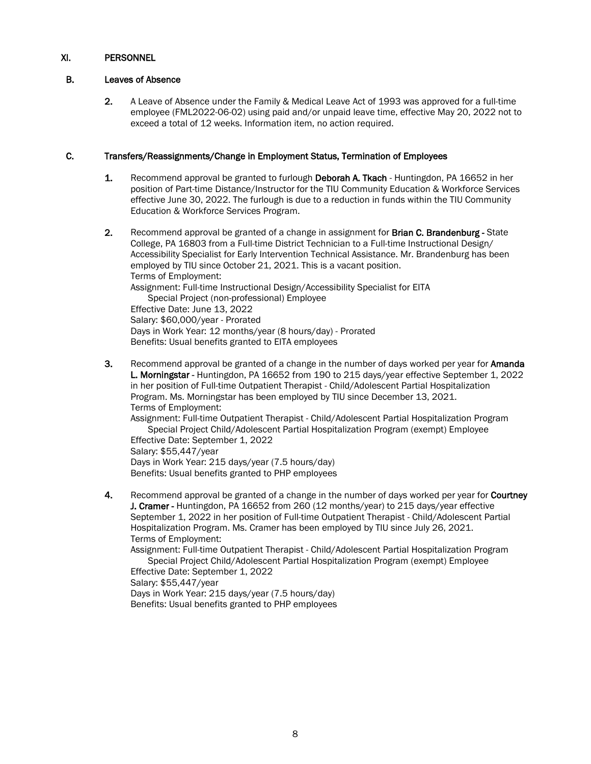## XI. PERSONNEL

### B. Leaves of Absence

2. A Leave of Absence under the Family & Medical Leave Act of 1993 was approved for a full-time employee (FML2022-06-02) using paid and/or unpaid leave time, effective May 20, 2022 not to exceed a total of 12 weeks. Information item, no action required.

### C. Transfers/Reassignments/Change in Employment Status, Termination of Employees

1. Recommend approval be granted to furlough **Deborah A. Tkach** - Huntingdon, PA 16652 in her position of Part-time Distance/Instructor for the TIU Community Education & Workforce Services effective June 30, 2022. The furlough is due to a reduction in funds within the TIU Community Education & Workforce Services Program.

2. Recommend approval be granted of a change in assignment for **Brian C. Brandenburg** - State College, PA 16803 from a Full-time District Technician to a Full-time Instructional Design/ Accessibility Specialist for Early Intervention Technical Assistance. Mr. Brandenburg has been employed by TIU since October 21, 2021. This is a vacant position.
   Terms of Employment:
   Assignment: Full-time Instructional Design/Accessibility Specialist for EITA
   Special Project (non-professional) Employee
   Effective Date: June 13, 2022
   Salary: $60,000/year - Prorated
   Days in Work Year: 12 months/year (8 hours/day) - Prorated
   Benefits: Usual benefits granted to EITA employees

3. Recommend approval be granted of a change in the number of days worked per year for **Amanda L. Morningstar** - Huntingdon, PA 16652 from 190 to 215 days/year effective September 1, 2022 in her position of Full-time Outpatient Therapist - Child/Adolescent Partial Hospitalization Program. Ms. Morningstar has been employed by TIU since December 13, 2021.
   Terms of Employment:
   Assignment: Full-time Outpatient Therapist - Child/Adolescent Partial Hospitalization Program
   Special Project Child/Adolescent Partial Hospitalization Program (exempt) Employee
   Effective Date: September 1, 2022
   Salary: $55,447/year
   Days in Work Year: 215 days/year (7.5 hours/day)
   Benefits: Usual benefits granted to PHP employees

4. Recommend approval be granted of a change in the number of days worked per year for **Courtney J. Cramer** - Huntingdon, PA 16652 from 260 (12 months/year) to 215 days/year effective September 1, 2022 in her position of Full-time Outpatient Therapist - Child/Adolescent Partial Hospitalization Program. Ms. Cramer has been employed by TIU since July 26, 2021.
   Terms of Employment:
   Assignment: Full-time Outpatient Therapist - Child/Adolescent Partial Hospitalization Program
   Special Project Child/Adolescent Partial Hospitalization Program (exempt) Employee
   Effective Date: September 1, 2022
   Salary: $55,447/year
   Days in Work Year: 215 days/year (7.5 hours/day)
   Benefits: Usual benefits granted to PHP employees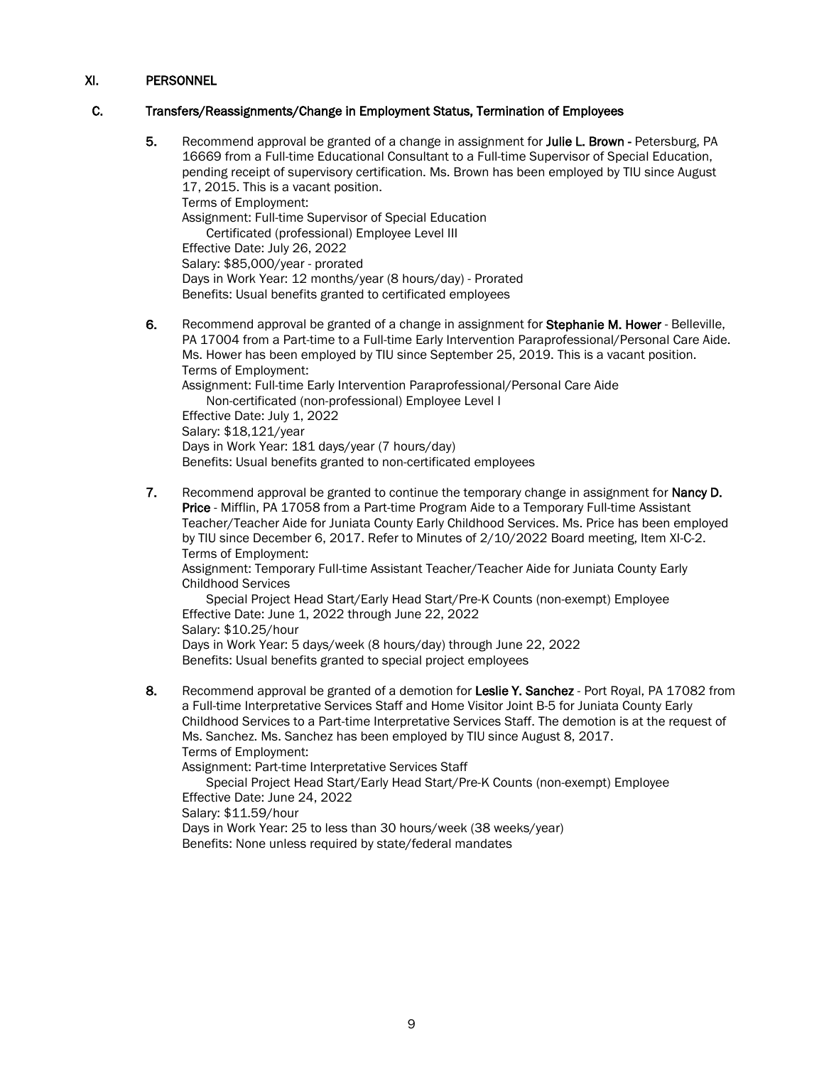## XI. PERSONNEL

### C. Transfers/Reassignments/Change in Employment Status, Termination of Employees

5. Recommend approval be granted of a change in assignment for **Julie L. Brown** - Petersburg, PA 16669 from a Full-time Educational Consultant to a Full-time Supervisor of Special Education, pending receipt of supervisory certification. Ms. Brown has been employed by TIU since August 17, 2015. This is a vacant position.
   Terms of Employment:
   Assignment: Full-time Supervisor of Special Education
   Certificated (professional) Employee Level III
   Effective Date: July 26, 2022
   Salary: $85,000/year - prorated
   Days in Work Year: 12 months/year (8 hours/day) - Prorated
   Benefits: Usual benefits granted to certificated employees

6. Recommend approval be granted of a change in assignment for **Stephanie M. Hower** - Belleville, PA 17004 from a Part-time to a Full-time Early Intervention Paraprofessional/Personal Care Aide. Ms. Hower has been employed by TIU since September 25, 2019. This is a vacant position.
   Terms of Employment:
   Assignment: Full-time Early Intervention Paraprofessional/Personal Care Aide
   Non-certificated (non-professional) Employee Level I
   Effective Date: July 1, 2022
   Salary: $18,121/year
   Days in Work Year: 181 days/year (7 hours/day)
   Benefits: Usual benefits granted to non-certificated employees

7. Recommend approval be granted to continue the temporary change in assignment for **Nancy D. Price** - Mifflin, PA 17058 from a Part-time Program Aide to a Temporary Full-time Assistant Teacher/Teacher Aide for Juniata County Early Childhood Services. Ms. Price has been employed by TIU since December 6, 2017. Refer to Minutes of 2/10/2022 Board meeting, Item XI-C-2.
   Terms of Employment:
   Assignment: Temporary Full-time Assistant Teacher/Teacher Aide for Juniata County Early Childhood Services
   Special Project Head Start/Early Head Start/Pre-K Counts (non-exempt) Employee
   Effective Date: June 1, 2022 through June 22, 2022
   Salary: $10.25/hour
   Days in Work Year: 5 days/week (8 hours/day) through June 22, 2022
   Benefits: Usual benefits granted to special project employees

8. Recommend approval be granted of a demotion for **Leslie Y. Sanchez** - Port Royal, PA 17082 from a Full-time Interpretative Services Staff and Home Visitor Joint B-5 for Juniata County Early Childhood Services to a Part-time Interpretative Services Staff. The demotion is at the request of Ms. Sanchez. Ms. Sanchez has been employed by TIU since August 8, 2017.
   Terms of Employment:
   Assignment: Part-time Interpretative Services Staff
   Special Project Head Start/Early Head Start/Pre-K Counts (non-exempt) Employee
   Effective Date: June 24, 2022
   Salary: $11.59/hour
   Days in Work Year: 25 to less than 30 hours/week (38 weeks/year)
   Benefits: None unless required by state/federal mandates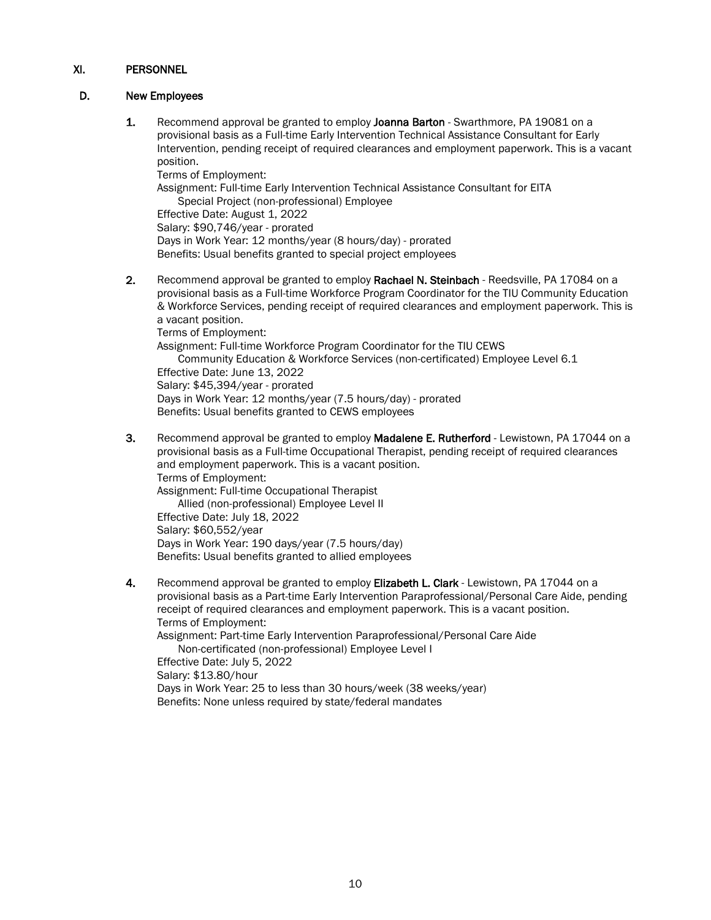## XI. PERSONNEL

### D. New Employees

1. Recommend approval be granted to employ **Joanna Barton** - Swarthmore, PA 19081 on a provisional basis as a Full-time Early Intervention Technical Assistance Consultant for Early Intervention, pending receipt of required clearances and employment paperwork. This is a vacant position.
   Terms of Employment:
   Assignment: Full-time Early Intervention Technical Assistance Consultant for EITA
   Special Project (non-professional) Employee
   Effective Date: August 1, 2022
   Salary: $90,746/year - prorated
   Days in Work Year: 12 months/year (8 hours/day) - prorated
   Benefits: Usual benefits granted to special project employees

2. Recommend approval be granted to employ **Rachael N. Steinbach** - Reedsville, PA 17084 on a provisional basis as a Full-time Workforce Program Coordinator for the TIU Community Education & Workforce Services, pending receipt of required clearances and employment paperwork. This is a vacant position.
   Terms of Employment:
   Assignment: Full-time Workforce Program Coordinator for the TIU CEWS
   Community Education & Workforce Services (non-certificated) Employee Level 6.1
   Effective Date: June 13, 2022
   Salary: $45,394/year - prorated
   Days in Work Year: 12 months/year (7.5 hours/day) - prorated
   Benefits: Usual benefits granted to CEWS employees

3. Recommend approval be granted to employ **Madalene E. Rutherford** - Lewistown, PA 17044 on a provisional basis as a Full-time Occupational Therapist, pending receipt of required clearances and employment paperwork. This is a vacant position.
   Terms of Employment:
   Assignment: Full-time Occupational Therapist
   Allied (non-professional) Employee Level II
   Effective Date: July 18, 2022
   Salary: $60,552/year
   Days in Work Year: 190 days/year (7.5 hours/day)
   Benefits: Usual benefits granted to allied employees

4. Recommend approval be granted to employ **Elizabeth L. Clark** - Lewistown, PA 17044 on a provisional basis as a Part-time Early Intervention Paraprofessional/Personal Care Aide, pending receipt of required clearances and employment paperwork. This is a vacant position.
   Terms of Employment:
   Assignment: Part-time Early Intervention Paraprofessional/Personal Care Aide
   Non-certificated (non-professional) Employee Level I
   Effective Date: July 5, 2022
   Salary: $13.80/hour
   Days in Work Year: 25 to less than 30 hours/week (38 weeks/year)
   Benefits: None unless required by state/federal mandates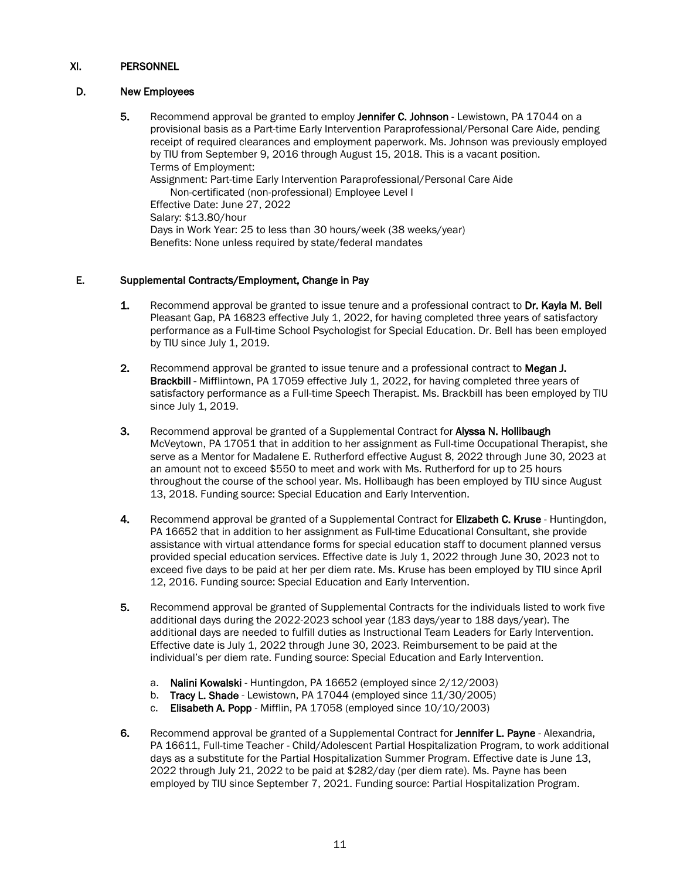## XI. PERSONNEL

### D. New Employees

5. Recommend approval be granted to employ **Jennifer C. Johnson** - Lewistown, PA 17044 on a provisional basis as a Part-time Early Intervention Paraprofessional/Personal Care Aide, pending receipt of required clearances and employment paperwork. Ms. Johnson was previously employed by TIU from September 9, 2016 through August 15, 2018. This is a vacant position.
   Terms of Employment:
   Assignment: Part-time Early Intervention Paraprofessional/Personal Care Aide
   Non-certificated (non-professional) Employee Level I
   Effective Date: June 27, 2022
   Salary: $13.80/hour
   Days in Work Year: 25 to less than 30 hours/week (38 weeks/year)
   Benefits: None unless required by state/federal mandates

### E. Supplemental Contracts/Employment, Change in Pay

1. Recommend approval be granted to issue tenure and a professional contract to **Dr. Kayla M. Bell** Pleasant Gap, PA 16823 effective July 1, 2022, for having completed three years of satisfactory performance as a Full-time School Psychologist for Special Education. Dr. Bell has been employed by TIU since July 1, 2019.

2. Recommend approval be granted to issue tenure and a professional contract to **Megan J. Brackbill** - Mifflintown, PA 17059 effective July 1, 2022, for having completed three years of satisfactory performance as a Full-time Speech Therapist. Ms. Brackbill has been employed by TIU since July 1, 2019.

3. Recommend approval be granted of a Supplemental Contract for **Alyssa N. Hollibaugh** McVeytown, PA 17051 that in addition to her assignment as Full-time Occupational Therapist, she serve as a Mentor for Madalene E. Rutherford effective August 8, 2022 through June 30, 2023 at an amount not to exceed $550 to meet and work with Ms. Rutherford for up to 25 hours throughout the course of the school year. Ms. Hollibaugh has been employed by TIU since August 13, 2018. Funding source: Special Education and Early Intervention.

4. Recommend approval be granted of a Supplemental Contract for **Elizabeth C. Kruse** - Huntingdon, PA 16652 that in addition to her assignment as Full-time Educational Consultant, she provide assistance with virtual attendance forms for special education staff to document planned versus provided special education services. Effective date is July 1, 2022 through June 30, 2023 not to exceed five days to be paid at her per diem rate. Ms. Kruse has been employed by TIU since April 12, 2016. Funding source: Special Education and Early Intervention.

5. Recommend approval be granted of Supplemental Contracts for the individuals listed to work five additional days during the 2022-2023 school year (183 days/year to 188 days/year). The additional days are needed to fulfill duties as Instructional Team Leaders for Early Intervention. Effective date is July 1, 2022 through June 30, 2023. Reimbursement to be paid at the individual's per diem rate. Funding source: Special Education and Early Intervention.

   a. **Nalini Kowalski** - Huntingdon, PA 16652 (employed since 2/12/2003)
   b. **Tracy L. Shade** - Lewistown, PA 17044 (employed since 11/30/2005)
   c. **Elisabeth A. Popp** - Mifflin, PA 17058 (employed since 10/10/2003)

6. Recommend approval be granted of a Supplemental Contract for **Jennifer L. Payne** - Alexandria, PA 16611, Full-time Teacher - Child/Adolescent Partial Hospitalization Program, to work additional days as a substitute for the Partial Hospitalization Summer Program. Effective date is June 13, 2022 through July 21, 2022 to be paid at $282/day (per diem rate). Ms. Payne has been employed by TIU since September 7, 2021. Funding source: Partial Hospitalization Program.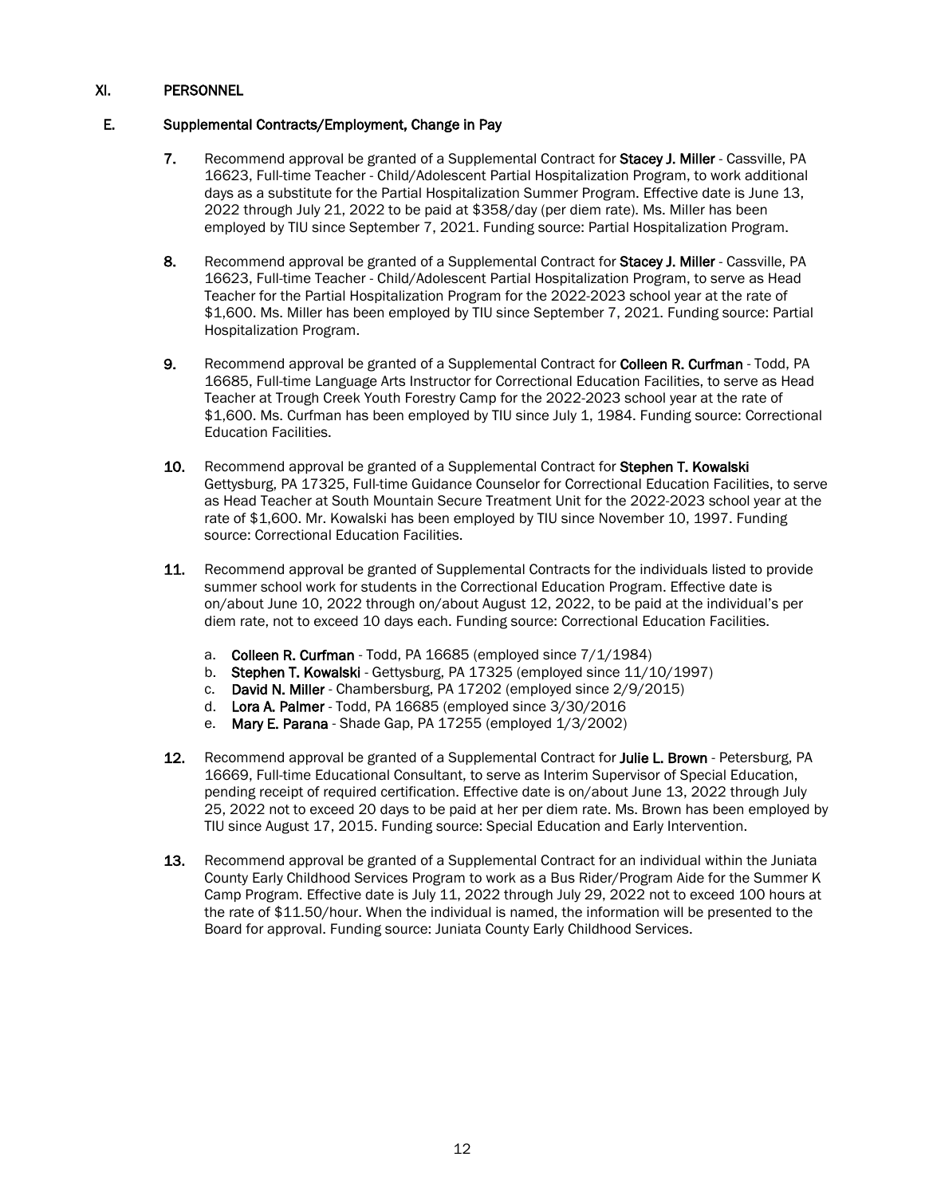## XI. PERSONNEL

### E. Supplemental Contracts/Employment, Change in Pay

7. Recommend approval be granted of a Supplemental Contract for **Stacey J. Miller** - Cassville, PA 16623, Full-time Teacher - Child/Adolescent Partial Hospitalization Program, to work additional days as a substitute for the Partial Hospitalization Summer Program. Effective date is June 13, 2022 through July 21, 2022 to be paid at $358/day (per diem rate). Ms. Miller has been employed by TIU since September 7, 2021. Funding source: Partial Hospitalization Program.

8. Recommend approval be granted of a Supplemental Contract for **Stacey J. Miller** - Cassville, PA 16623, Full-time Teacher - Child/Adolescent Partial Hospitalization Program, to serve as Head Teacher for the Partial Hospitalization Program for the 2022-2023 school year at the rate of $1,600. Ms. Miller has been employed by TIU since September 7, 2021. Funding source: Partial Hospitalization Program.

9. Recommend approval be granted of a Supplemental Contract for **Colleen R. Curfman** - Todd, PA 16685, Full-time Language Arts Instructor for Correctional Education Facilities, to serve as Head Teacher at Trough Creek Youth Forestry Camp for the 2022-2023 school year at the rate of $1,600. Ms. Curfman has been employed by TIU since July 1, 1984. Funding source: Correctional Education Facilities.

10. Recommend approval be granted of a Supplemental Contract for **Stephen T. Kowalski** Gettysburg, PA 17325, Full-time Guidance Counselor for Correctional Education Facilities, to serve as Head Teacher at South Mountain Secure Treatment Unit for the 2022-2023 school year at the rate of $1,600. Mr. Kowalski has been employed by TIU since November 10, 1997. Funding source: Correctional Education Facilities.

11. Recommend approval be granted of Supplemental Contracts for the individuals listed to provide summer school work for students in the Correctional Education Program. Effective date is on/about June 10, 2022 through on/about August 12, 2022, to be paid at the individual's per diem rate, not to exceed 10 days each. Funding source: Correctional Education Facilities.

    a. **Colleen R. Curfman** - Todd, PA 16685 (employed since 7/1/1984)
    b. **Stephen T. Kowalski** - Gettysburg, PA 17325 (employed since 11/10/1997)
    c. **David N. Miller** - Chambersburg, PA 17202 (employed since 2/9/2015)
    d. **Lora A. Palmer** - Todd, PA 16685 (employed since 3/30/2016
    e. **Mary E. Parana** - Shade Gap, PA 17255 (employed 1/3/2002)

12. Recommend approval be granted of a Supplemental Contract for **Julie L. Brown** - Petersburg, PA 16669, Full-time Educational Consultant, to serve as Interim Supervisor of Special Education, pending receipt of required certification. Effective date is on/about June 13, 2022 through July 25, 2022 not to exceed 20 days to be paid at her per diem rate. Ms. Brown has been employed by TIU since August 17, 2015. Funding source: Special Education and Early Intervention.

13. Recommend approval be granted of a Supplemental Contract for an individual within the Juniata County Early Childhood Services Program to work as a Bus Rider/Program Aide for the Summer K Camp Program. Effective date is July 11, 2022 through July 29, 2022 not to exceed 100 hours at the rate of $11.50/hour. When the individual is named, the information will be presented to the Board for approval. Funding source: Juniata County Early Childhood Services.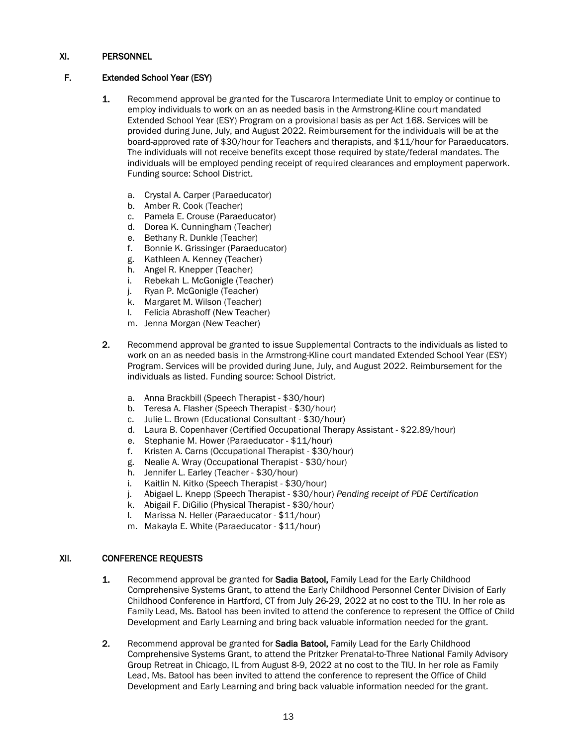## XI. PERSONNEL

### F. Extended School Year (ESY)

**1.** Recommend approval be granted for the Tuscarora Intermediate Unit to employ or continue to employ individuals to work on an as needed basis in the Armstrong-Kline court mandated Extended School Year (ESY) Program on a provisional basis as per Act 168. Services will be provided during June, July, and August 2022. Reimbursement for the individuals will be at the board-approved rate of $30/hour for Teachers and therapists, and $11/hour for Paraeducators. The individuals will not receive benefits except those required by state/federal mandates. The individuals will be employed pending receipt of required clearances and employment paperwork. Funding source: School District.

a. Crystal A. Carper (Paraeducator)
b. Amber R. Cook (Teacher)
c. Pamela E. Crouse (Paraeducator)
d. Dorea K. Cunningham (Teacher)
e. Bethany R. Dunkle (Teacher)
f. Bonnie K. Grissinger (Paraeducator)
g. Kathleen A. Kenney (Teacher)
h. Angel R. Knepper (Teacher)
i. Rebekah L. McGonigle (Teacher)
j. Ryan P. McGonigle (Teacher)
k. Margaret M. Wilson (Teacher)
l. Felicia Abrashoff (New Teacher)
m. Jenna Morgan (New Teacher)

**2.** Recommend approval be granted to issue Supplemental Contracts to the individuals as listed to work on an as needed basis in the Armstrong-Kline court mandated Extended School Year (ESY) Program. Services will be provided during June, July, and August 2022. Reimbursement for the individuals as listed. Funding source: School District.

a. Anna Brackbill (Speech Therapist - $30/hour)
b. Teresa A. Flasher (Speech Therapist - $30/hour)
c. Julie L. Brown (Educational Consultant - $30/hour)
d. Laura B. Copenhaver (Certified Occupational Therapy Assistant - $22.89/hour)
e. Stephanie M. Hower (Paraeducator - $11/hour)
f. Kristen A. Carns (Occupational Therapist - $30/hour)
g. Nealie A. Wray (Occupational Therapist - $30/hour)
h. Jennifer L. Earley (Teacher - $30/hour)
i. Kaitlin N. Kitko (Speech Therapist - $30/hour)
j. Abigael L. Knepp (Speech Therapist - $30/hour) *Pending receipt of PDE Certification*
k. Abigail F. DiGilio (Physical Therapist - $30/hour)
l. Marissa N. Heller (Paraeducator - $11/hour)
m. Makayla E. White (Paraeducator - $11/hour)

## XII. CONFERENCE REQUESTS

**1.** Recommend approval be granted for **Sadia Batool,** Family Lead for the Early Childhood Comprehensive Systems Grant, to attend the Early Childhood Personnel Center Division of Early Childhood Conference in Hartford, CT from July 26-29, 2022 at no cost to the TIU. In her role as Family Lead, Ms. Batool has been invited to attend the conference to represent the Office of Child Development and Early Learning and bring back valuable information needed for the grant.

**2.** Recommend approval be granted for **Sadia Batool,** Family Lead for the Early Childhood Comprehensive Systems Grant, to attend the Pritzker Prenatal-to-Three National Family Advisory Group Retreat in Chicago, IL from August 8-9, 2022 at no cost to the TIU. In her role as Family Lead, Ms. Batool has been invited to attend the conference to represent the Office of Child Development and Early Learning and bring back valuable information needed for the grant.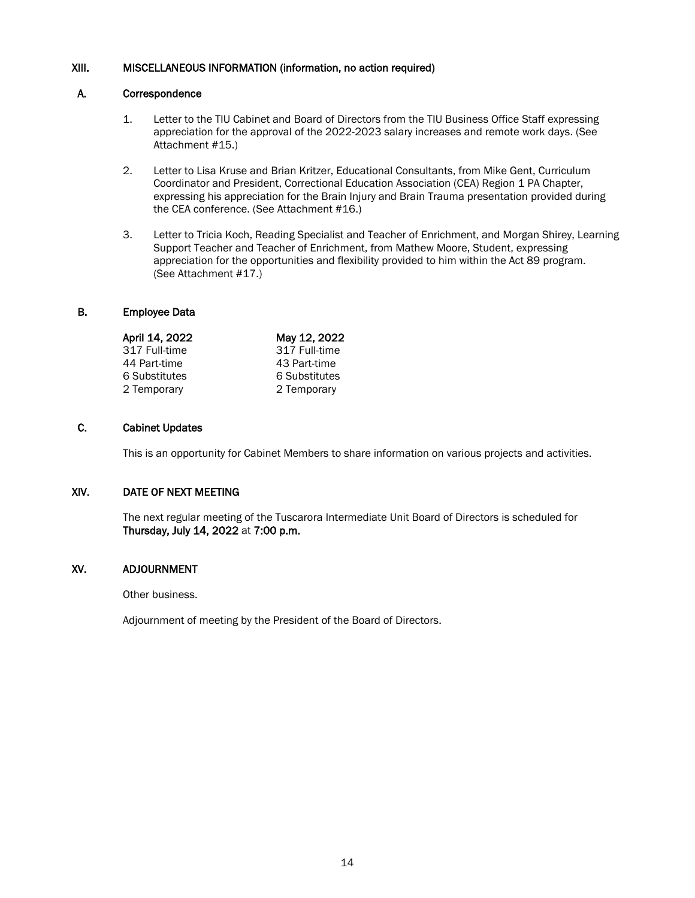## XIII. MISCELLANEOUS INFORMATION (information, no action required)

### A. Correspondence

1. Letter to the TIU Cabinet and Board of Directors from the TIU Business Office Staff expressing appreciation for the approval of the 2022-2023 salary increases and remote work days. (See Attachment #15.)

2. Letter to Lisa Kruse and Brian Kritzer, Educational Consultants, from Mike Gent, Curriculum Coordinator and President, Correctional Education Association (CEA) Region 1 PA Chapter, expressing his appreciation for the Brain Injury and Brain Trauma presentation provided during the CEA conference. (See Attachment #16.)

3. Letter to Tricia Koch, Reading Specialist and Teacher of Enrichment, and Morgan Shirey, Learning Support Teacher and Teacher of Enrichment, from Mathew Moore, Student, expressing appreciation for the opportunities and flexibility provided to him within the Act 89 program. (See Attachment #17.)

### B. Employee Data

| April 14, 2022 | May 12, 2022 |
|---|---|
| 317 Full-time | 317 Full-time |
| 44 Part-time | 43 Part-time |
| 6 Substitutes | 6 Substitutes |
| 2 Temporary | 2 Temporary |

### C. Cabinet Updates

This is an opportunity for Cabinet Members to share information on various projects and activities.

## XIV. DATE OF NEXT MEETING

The next regular meeting of the Tuscarora Intermediate Unit Board of Directors is scheduled for **Thursday, July 14, 2022** at **7:00 p.m.**

## XV. ADJOURNMENT

Other business.

Adjournment of meeting by the President of the Board of Directors.